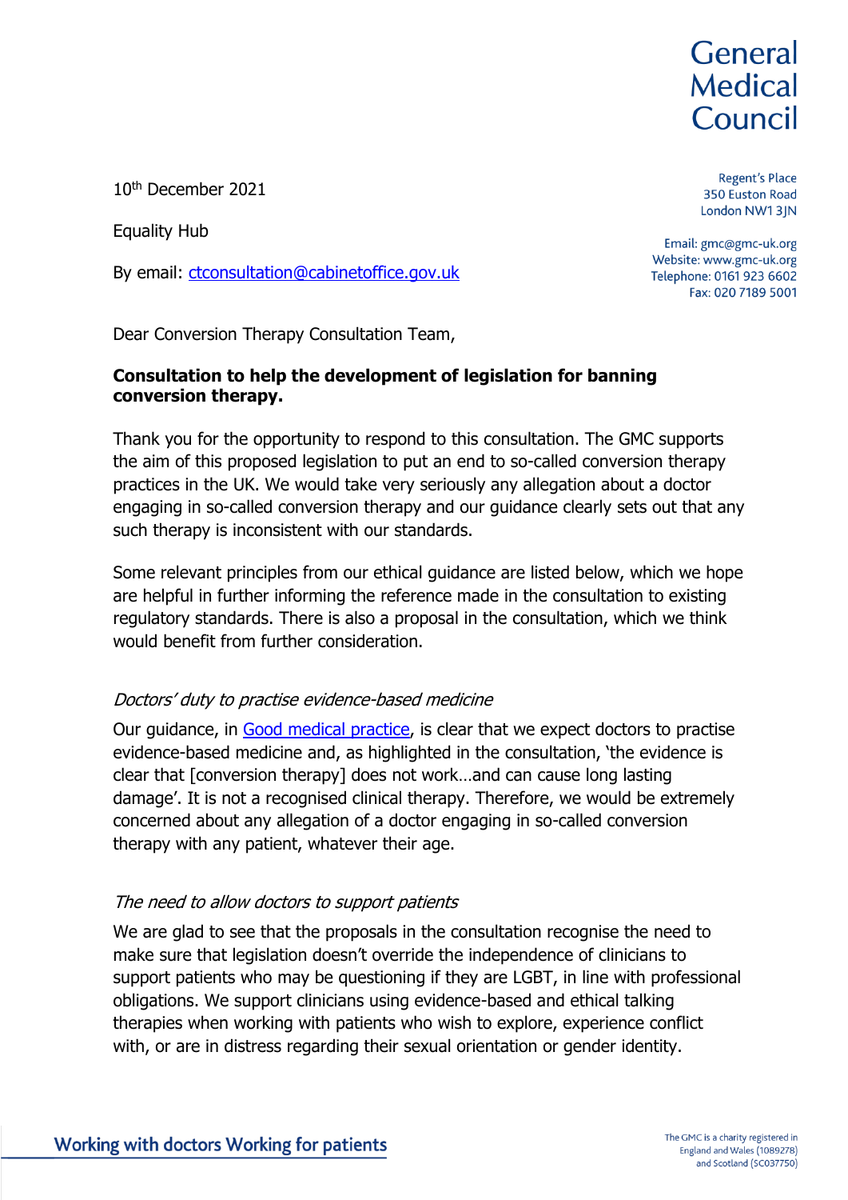General Medical Council

Regent's Place
350 Euston Road
London NW1 3JN

Email: gmc@gmc-uk.org
Website: www.gmc-uk.org
Telephone: 0161 923 6602
Fax: 020 7189 5001

10th December 2021

Equality Hub

By email: [ctconsultation@cabinetoffice.gov.uk](mailto:ctconsultation@cabinetoffice.gov.uk)

Dear Conversion Therapy Consultation Team,

**Consultation to help the development of legislation for banning conversion therapy.**

Thank you for the opportunity to respond to this consultation. The GMC supports the aim of this proposed legislation to put an end to so-called conversion therapy practices in the UK. We would take very seriously any allegation about a doctor engaging in so-called conversion therapy and our guidance clearly sets out that any such therapy is inconsistent with our standards.

Some relevant principles from our ethical guidance are listed below, which we hope are helpful in further informing the reference made in the consultation to existing regulatory standards. There is also a proposal in the consultation, which we think would benefit from further consideration.

*Doctors' duty to practise evidence-based medicine*

Our guidance, in [Good medical practice](), is clear that we expect doctors to practise evidence-based medicine and, as highlighted in the consultation, 'the evidence is clear that [conversion therapy] does not work…and can cause long lasting damage'. It is not a recognised clinical therapy. Therefore, we would be extremely concerned about any allegation of a doctor engaging in so-called conversion therapy with any patient, whatever their age.

*The need to allow doctors to support patients*

We are glad to see that the proposals in the consultation recognise the need to make sure that legislation doesn't override the independence of clinicians to support patients who may be questioning if they are LGBT, in line with professional obligations. We support clinicians using evidence-based and ethical talking therapies when working with patients who wish to explore, experience conflict with, or are in distress regarding their sexual orientation or gender identity.

Working with doctors Working for patients

The GMC is a charity registered in England and Wales (1089278) and Scotland (SC037750)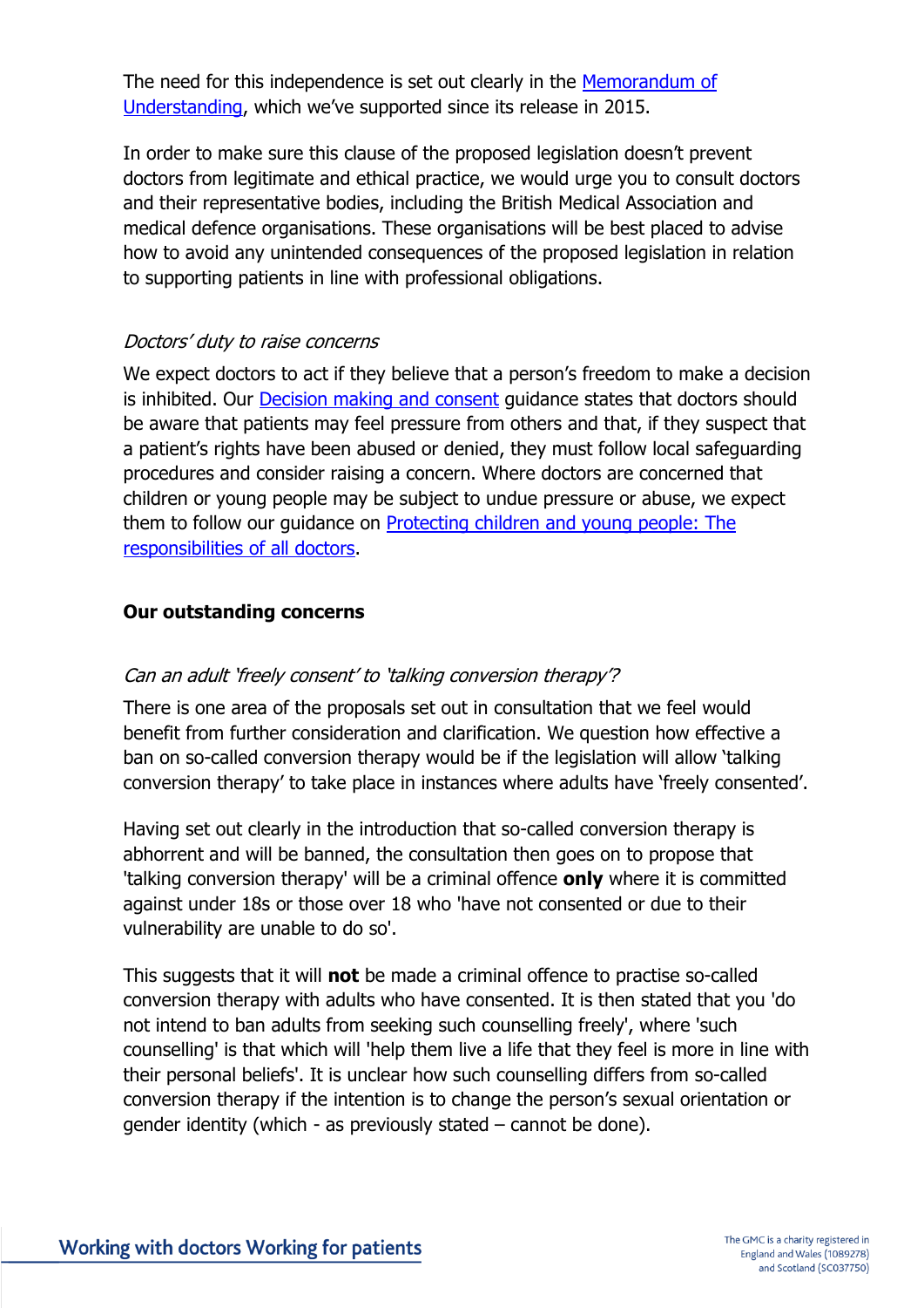The need for this independence is set out clearly in the Memorandum of Understanding, which we've supported since its release in 2015.

In order to make sure this clause of the proposed legislation doesn't prevent doctors from legitimate and ethical practice, we would urge you to consult doctors and their representative bodies, including the British Medical Association and medical defence organisations. These organisations will be best placed to advise how to avoid any unintended consequences of the proposed legislation in relation to supporting patients in line with professional obligations.

*Doctors' duty to raise concerns*

We expect doctors to act if they believe that a person's freedom to make a decision is inhibited. Our Decision making and consent guidance states that doctors should be aware that patients may feel pressure from others and that, if they suspect that a patient's rights have been abused or denied, they must follow local safeguarding procedures and consider raising a concern. Where doctors are concerned that children or young people may be subject to undue pressure or abuse, we expect them to follow our guidance on Protecting children and young people: The responsibilities of all doctors.

**Our outstanding concerns**

*Can an adult 'freely consent' to 'talking conversion therapy'?*

There is one area of the proposals set out in consultation that we feel would benefit from further consideration and clarification. We question how effective a ban on so-called conversion therapy would be if the legislation will allow 'talking conversion therapy' to take place in instances where adults have 'freely consented'.

Having set out clearly in the introduction that so-called conversion therapy is abhorrent and will be banned, the consultation then goes on to propose that 'talking conversion therapy' will be a criminal offence **only** where it is committed against under 18s or those over 18 who 'have not consented or due to their vulnerability are unable to do so'.

This suggests that it will **not** be made a criminal offence to practise so-called conversion therapy with adults who have consented. It is then stated that you 'do not intend to ban adults from seeking such counselling freely', where 'such counselling' is that which will 'help them live a life that they feel is more in line with their personal beliefs'. It is unclear how such counselling differs from so-called conversion therapy if the intention is to change the person's sexual orientation or gender identity (which - as previously stated – cannot be done).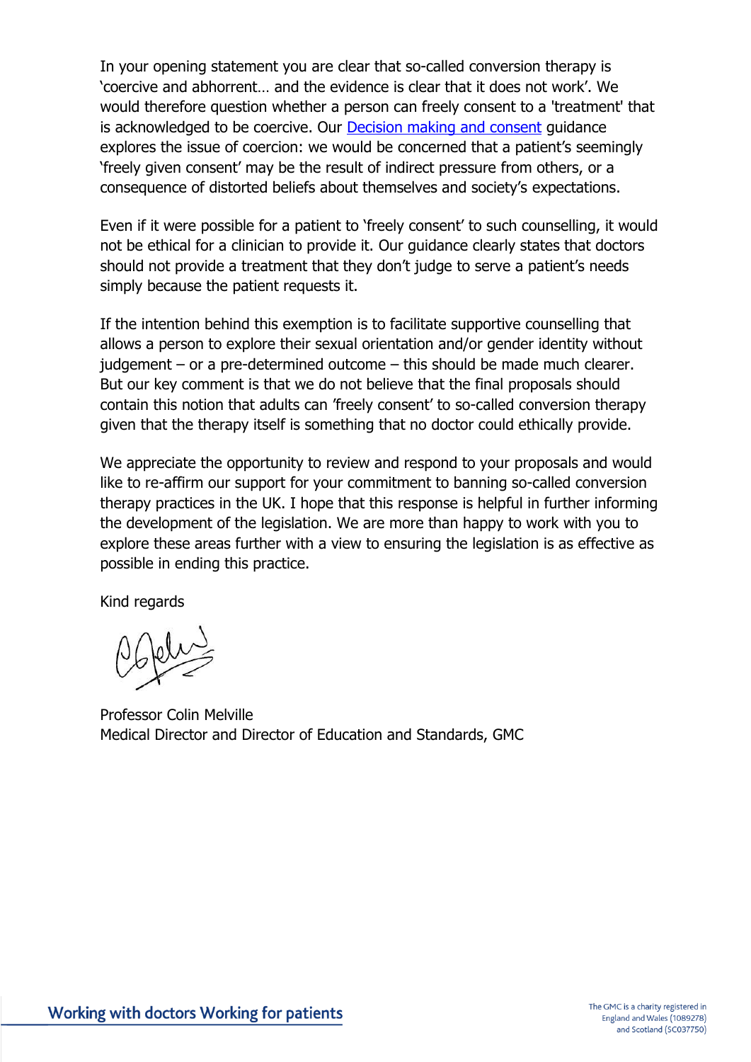In your opening statement you are clear that so-called conversion therapy is 'coercive and abhorrent… and the evidence is clear that it does not work'. We would therefore question whether a person can freely consent to a 'treatment' that is acknowledged to be coercive. Our [Decision making and consent]() guidance explores the issue of coercion: we would be concerned that a patient's seemingly 'freely given consent' may be the result of indirect pressure from others, or a consequence of distorted beliefs about themselves and society's expectations.

Even if it were possible for a patient to 'freely consent' to such counselling, it would not be ethical for a clinician to provide it. Our guidance clearly states that doctors should not provide a treatment that they don't judge to serve a patient's needs simply because the patient requests it.

If the intention behind this exemption is to facilitate supportive counselling that allows a person to explore their sexual orientation and/or gender identity without judgement – or a pre-determined outcome – this should be made much clearer. But our key comment is that we do not believe that the final proposals should contain this notion that adults can 'freely consent' to so-called conversion therapy given that the therapy itself is something that no doctor could ethically provide.

We appreciate the opportunity to review and respond to your proposals and would like to re-affirm our support for your commitment to banning so-called conversion therapy practices in the UK. I hope that this response is helpful in further informing the development of the legislation. We are more than happy to work with you to explore these areas further with a view to ensuring the legislation is as effective as possible in ending this practice.

Kind regards

Professor Colin Melville
Medical Director and Director of Education and Standards, GMC

Working with doctors Working for patients

The GMC is a charity registered in England and Wales (1089278) and Scotland (SC037750)